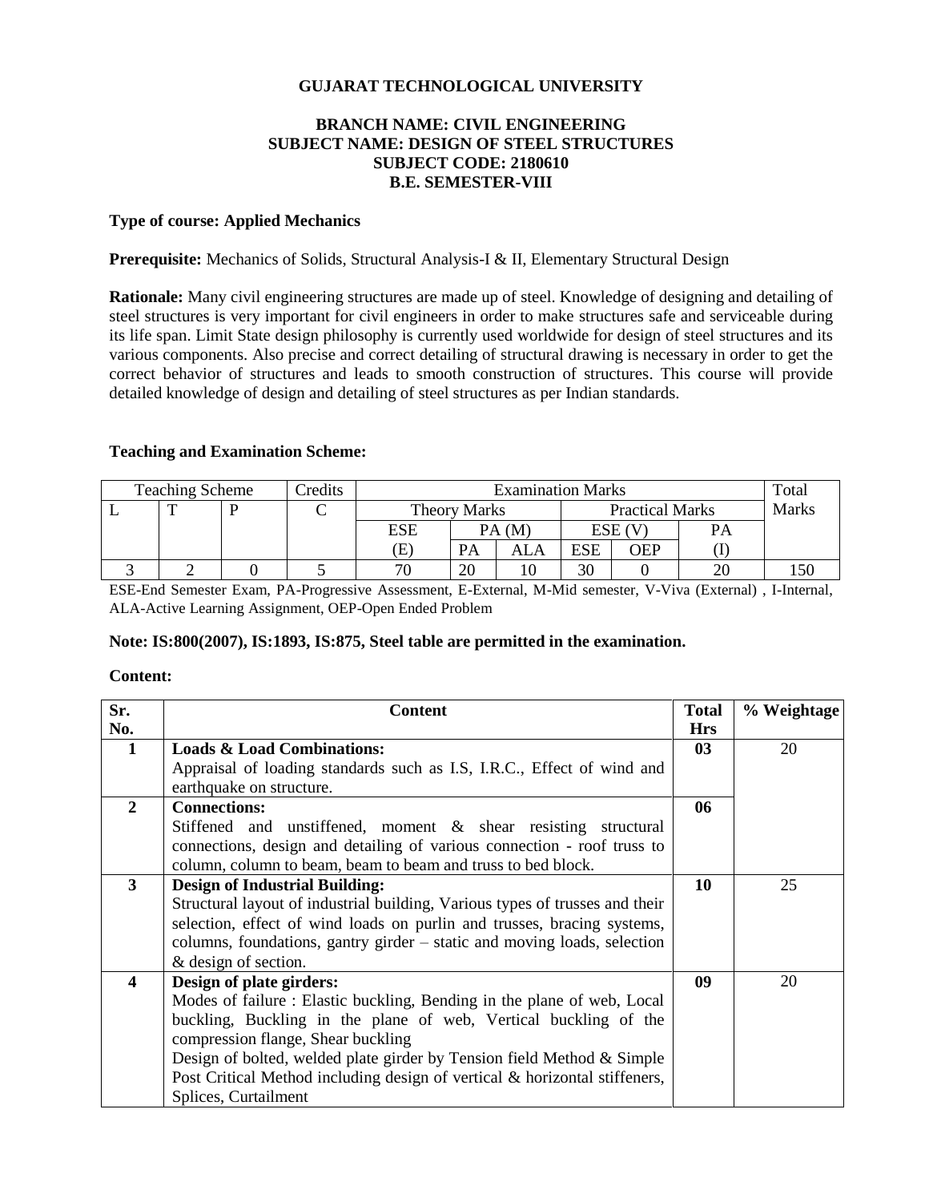**GUJARAT TECHNOLOGICAL UNIVERSITY**

**BRANCH NAME: CIVIL ENGINEERING**
**SUBJECT NAME: DESIGN OF STEEL STRUCTURES**
**SUBJECT CODE: 2180610**
**B.E. SEMESTER-VIII**

**Type of course: Applied Mechanics**

**Prerequisite:** Mechanics of Solids, Structural Analysis-I & II, Elementary Structural Design

**Rationale:** Many civil engineering structures are made up of steel. Knowledge of designing and detailing of steel structures is very important for civil engineers in order to make structures safe and serviceable during its life span. Limit State design philosophy is currently used worldwide for design of steel structures and its various components. Also precise and correct detailing of structural drawing is necessary in order to get the correct behavior of structures and leads to smooth construction of structures. This course will provide detailed knowledge of design and detailing of steel structures as per Indian standards.

**Teaching and Examination Scheme:**

| Teaching Scheme | | | Credits | Examination Marks | | | | | | Total Marks |
|---|---|---|---|---|---|---|---|---|---|---|
| L | T | P | C | Theory Marks | | | Practical Marks | | | |
| | | | | ESE (E) | PA (M) | | ESE (V) | | PA (I) | |
| | | | | | PA | ALA | ESE | OEP | | |
| 3 | 2 | 0 | 5 | 70 | 20 | 10 | 30 | 0 | 20 | 150 |

ESE-End Semester Exam, PA-Progressive Assessment, E-External, M-Mid semester, V-Viva (External) , I-Internal, ALA-Active Learning Assignment, OEP-Open Ended Problem

**Note: IS:800(2007), IS:1893, IS:875, Steel table are permitted in the examination.**

**Content:**

| Sr. No. | Content | Total Hrs | % Weightage |
|---|---|---|---|
| 1 | **Loads & Load Combinations:** Appraisal of loading standards such as I.S, I.R.C., Effect of wind and earthquake on structure. | 03 | 20 |
| 2 | **Connections:** Stiffened and unstiffened, moment & shear resisting structural connections, design and detailing of various connection - roof truss to column, column to beam, beam to beam and truss to bed block. | 06 | |
| 3 | **Design of Industrial Building:** Structural layout of industrial building, Various types of trusses and their selection, effect of wind loads on purlin and trusses, bracing systems, columns, foundations, gantry girder – static and moving loads, selection & design of section. | 10 | 25 |
| 4 | **Design of plate girders:** Modes of failure : Elastic buckling, Bending in the plane of web, Local buckling, Buckling in the plane of web, Vertical buckling of the compression flange, Shear buckling<br>Design of bolted, welded plate girder by Tension field Method & Simple Post Critical Method including design of vertical & horizontal stiffeners, Splices, Curtailment | 09 | 20 |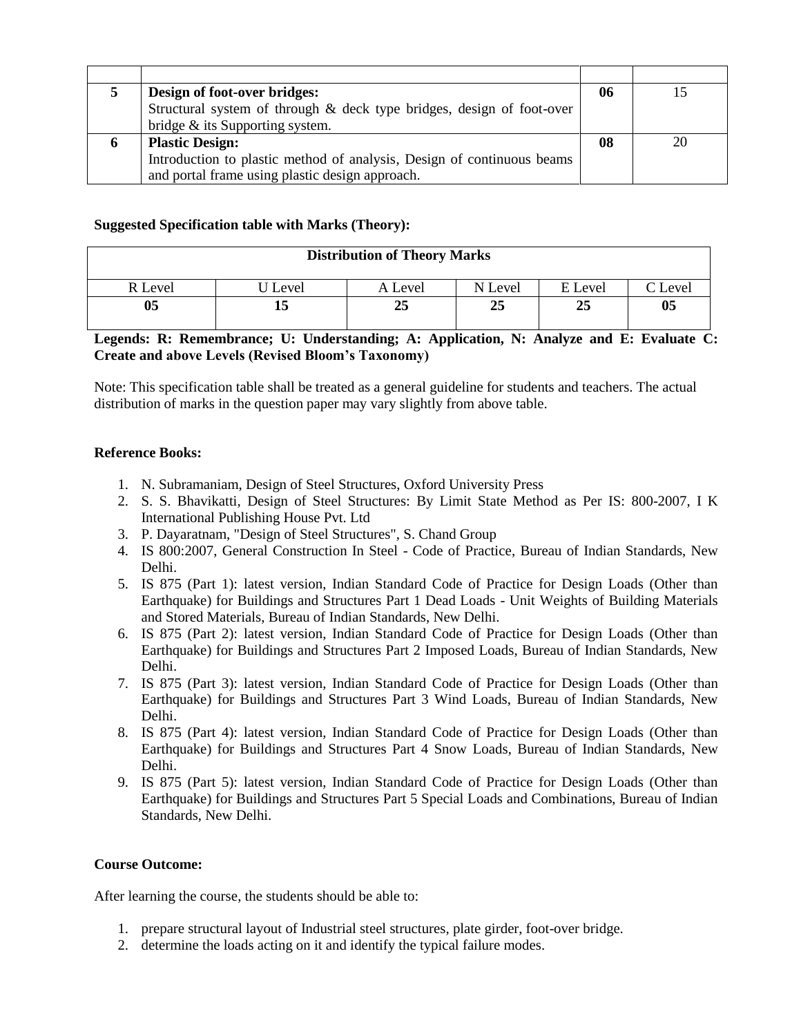| | | | |
|---|---|---|---|
| **5** | **Design of foot-over bridges:**<br>Structural system of through & deck type bridges, design of foot-over bridge & its Supporting system. | **06** | 15 |
| **6** | **Plastic Design:**<br>Introduction to plastic method of analysis, Design of continuous beams and portal frame using plastic design approach. | **08** | 20 |

**Suggested Specification table with Marks (Theory):**

| **Distribution of Theory Marks** | | | | | |
|---|---|---|---|---|---|
| R Level | U Level | A Level | N Level | E Level | C Level |
| **05** | **15** | **25** | **25** | **25** | **05** |

**Legends: R: Remembrance; U: Understanding; A: Application, N: Analyze and E: Evaluate C: Create and above Levels (Revised Bloom's Taxonomy)**

Note: This specification table shall be treated as a general guideline for students and teachers. The actual distribution of marks in the question paper may vary slightly from above table.

**Reference Books:**

1. N. Subramaniam, Design of Steel Structures, Oxford University Press
2. S. S. Bhavikatti, Design of Steel Structures: By Limit State Method as Per IS: 800-2007, I K International Publishing House Pvt. Ltd
3. P. Dayaratnam, "Design of Steel Structures", S. Chand Group
4. IS 800:2007, General Construction In Steel - Code of Practice, Bureau of Indian Standards, New Delhi.
5. IS 875 (Part 1): latest version, Indian Standard Code of Practice for Design Loads (Other than Earthquake) for Buildings and Structures Part 1 Dead Loads - Unit Weights of Building Materials and Stored Materials, Bureau of Indian Standards, New Delhi.
6. IS 875 (Part 2): latest version, Indian Standard Code of Practice for Design Loads (Other than Earthquake) for Buildings and Structures Part 2 Imposed Loads, Bureau of Indian Standards, New Delhi.
7. IS 875 (Part 3): latest version, Indian Standard Code of Practice for Design Loads (Other than Earthquake) for Buildings and Structures Part 3 Wind Loads, Bureau of Indian Standards, New Delhi.
8. IS 875 (Part 4): latest version, Indian Standard Code of Practice for Design Loads (Other than Earthquake) for Buildings and Structures Part 4 Snow Loads, Bureau of Indian Standards, New Delhi.
9. IS 875 (Part 5): latest version, Indian Standard Code of Practice for Design Loads (Other than Earthquake) for Buildings and Structures Part 5 Special Loads and Combinations, Bureau of Indian Standards, New Delhi.

**Course Outcome:**

After learning the course, the students should be able to:

1. prepare structural layout of Industrial steel structures, plate girder, foot-over bridge.
2. determine the loads acting on it and identify the typical failure modes.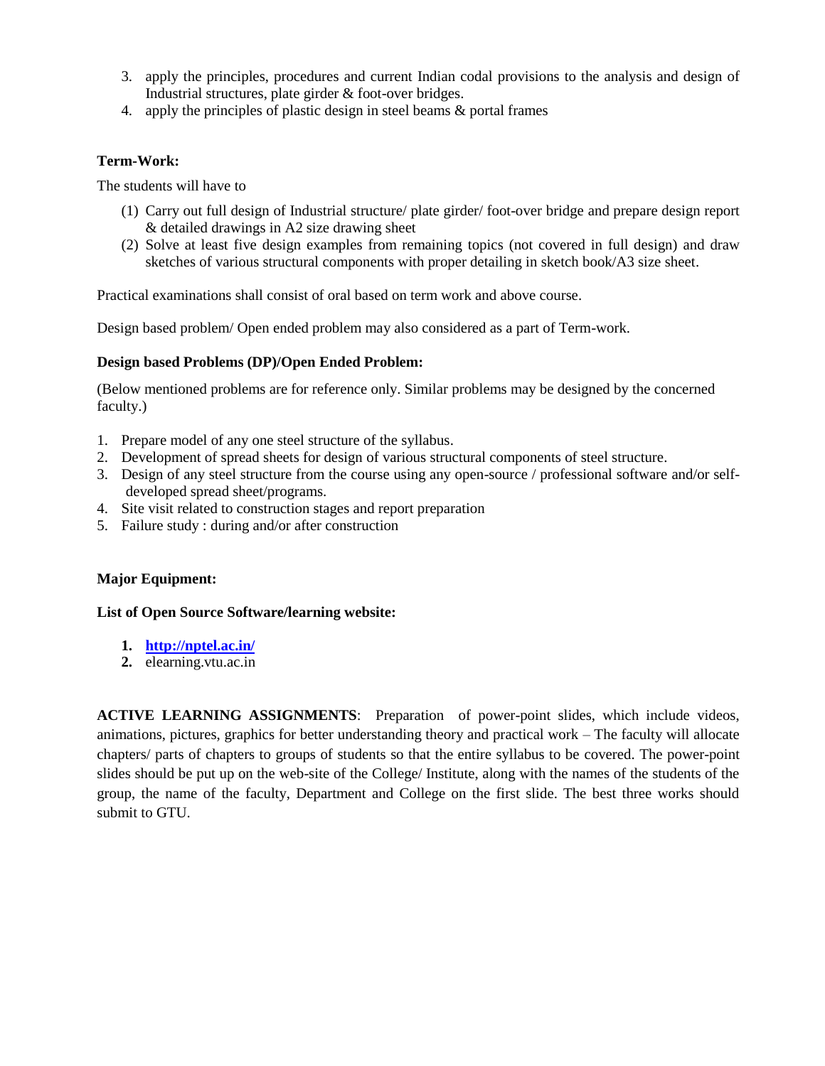3. apply the principles, procedures and current Indian codal provisions to the analysis and design of Industrial structures, plate girder & foot-over bridges.
4. apply the principles of plastic design in steel beams & portal frames

**Term-Work:**

The students will have to

(1) Carry out full design of Industrial structure/ plate girder/ foot-over bridge and prepare design report & detailed drawings in A2 size drawing sheet

(2) Solve at least five design examples from remaining topics (not covered in full design) and draw sketches of various structural components with proper detailing in sketch book/A3 size sheet.

Practical examinations shall consist of oral based on term work and above course.

Design based problem/ Open ended problem may also considered as a part of Term-work.

**Design based Problems (DP)/Open Ended Problem:**

(Below mentioned problems are for reference only. Similar problems may be designed by the concerned faculty.)

1. Prepare model of any one steel structure of the syllabus.
2. Development of spread sheets for design of various structural components of steel structure.
3. Design of any steel structure from the course using any open-source / professional software and/or self-developed spread sheet/programs.
4. Site visit related to construction stages and report preparation
5. Failure study : during and/or after construction

**Major Equipment:**

**List of Open Source Software/learning website:**

1. **http://nptel.ac.in/**
2. elearning.vtu.ac.in

**ACTIVE LEARNING ASSIGNMENTS**: Preparation of power-point slides, which include videos, animations, pictures, graphics for better understanding theory and practical work – The faculty will allocate chapters/ parts of chapters to groups of students so that the entire syllabus to be covered. The power-point slides should be put up on the web-site of the College/ Institute, along with the names of the students of the group, the name of the faculty, Department and College on the first slide. The best three works should submit to GTU.